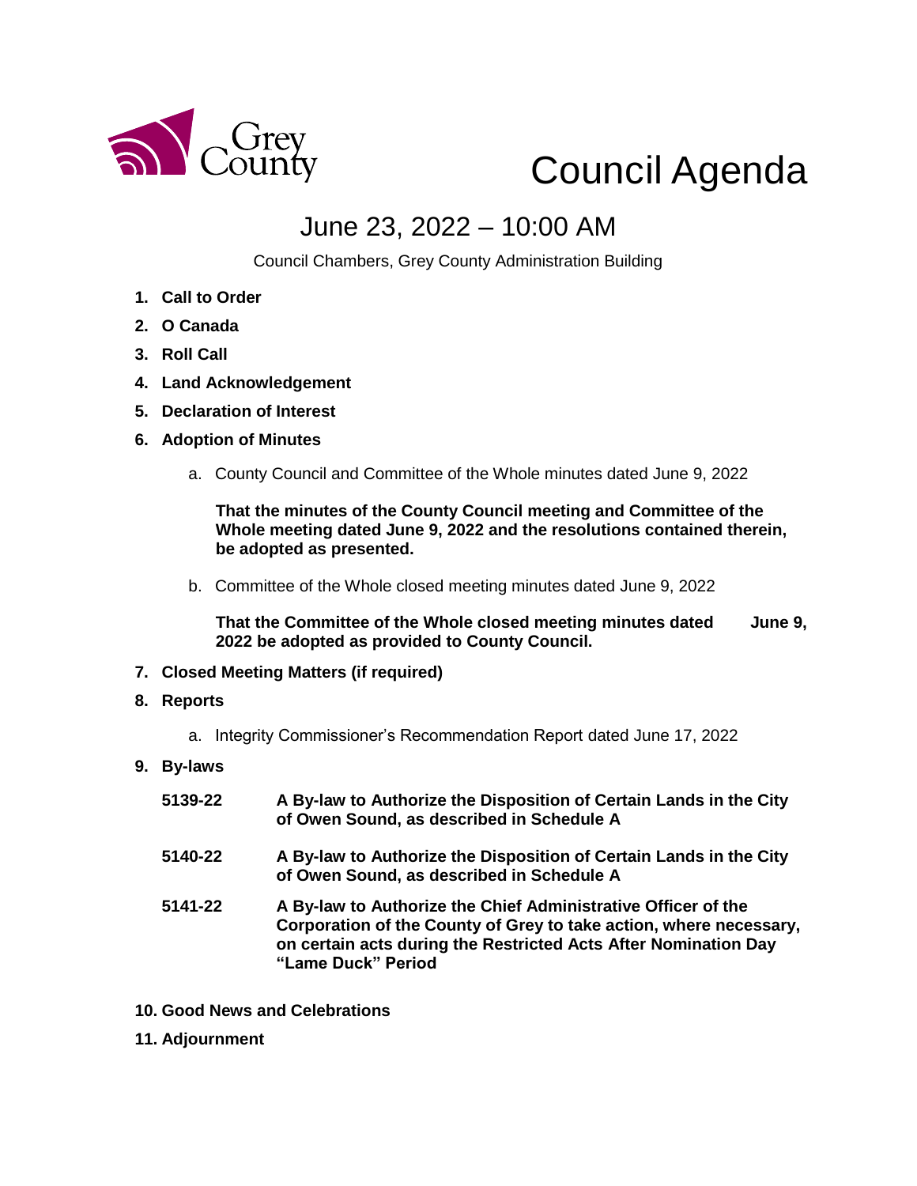Grey County

# Council Agenda

## June 23, 2022 – 10:00 AM

Council Chambers, Grey County Administration Building

1. **Call to Order**
2. **O Canada**
3. **Roll Call**
4. **Land Acknowledgement**
5. **Declaration of Interest**
6. **Adoption of Minutes**

    a. County Council and Committee of the Whole minutes dated June 9, 2022

    **That the minutes of the County Council meeting and Committee of the Whole meeting dated June 9, 2022 and the resolutions contained therein, be adopted as presented.**

    b. Committee of the Whole closed meeting minutes dated June 9, 2022

    **That the Committee of the Whole closed meeting minutes dated June 9, 2022 be adopted as provided to County Council.**

7. **Closed Meeting Matters (if required)**
8. **Reports**

    a. Integrity Commissioner's Recommendation Report dated June 17, 2022

9. **By-laws**

    **5139-22** **A By-law to Authorize the Disposition of Certain Lands in the City of Owen Sound, as described in Schedule A**

    **5140-22** **A By-law to Authorize the Disposition of Certain Lands in the City of Owen Sound, as described in Schedule A**

    **5141-22** **A By-law to Authorize the Chief Administrative Officer of the Corporation of the County of Grey to take action, where necessary, on certain acts during the Restricted Acts After Nomination Day "Lame Duck" Period**

10. **Good News and Celebrations**
11. **Adjournment**